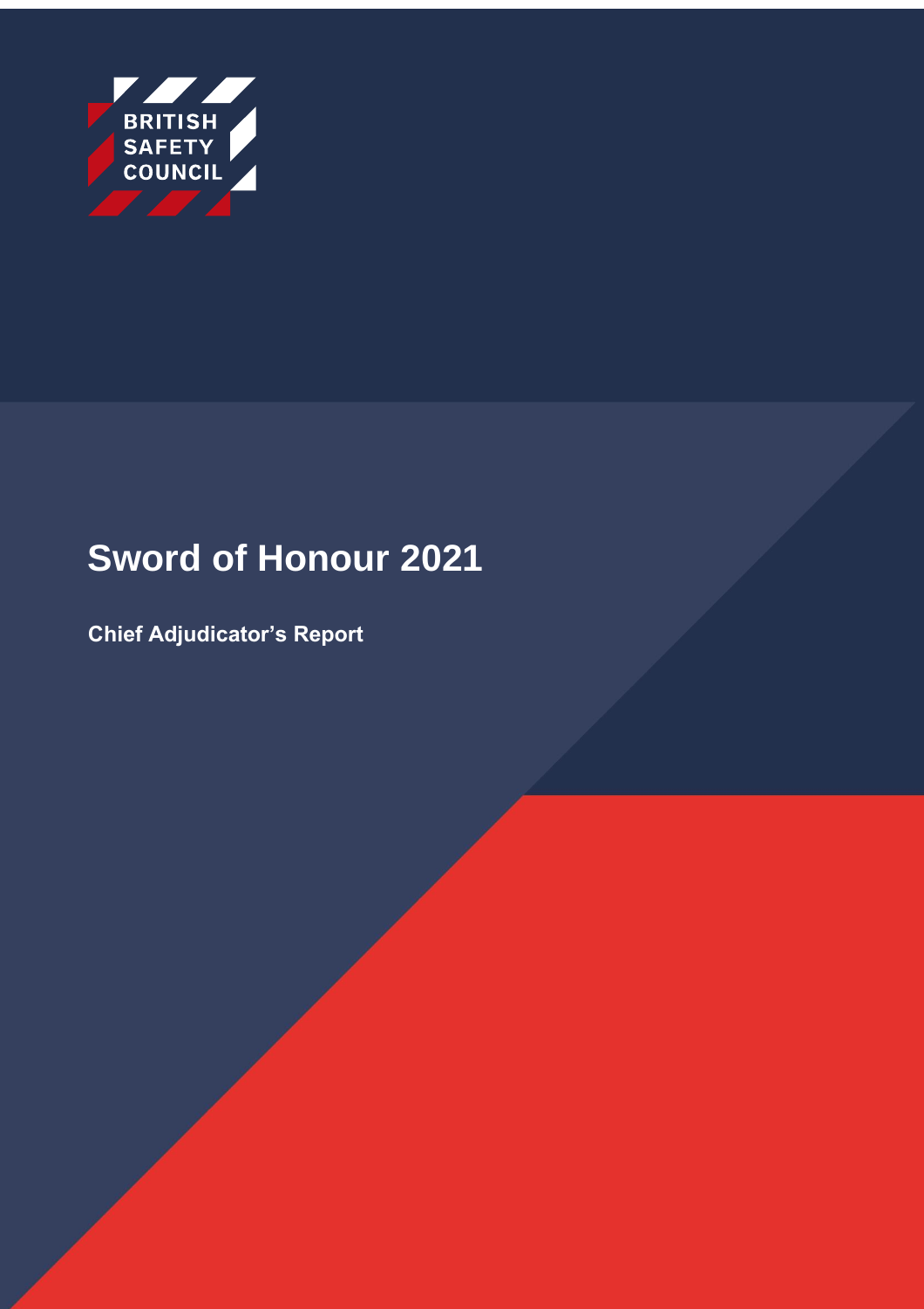BRITISH SAFETY COUNCIL

# Sword of Honour 2021

**Chief Adjudicator's Report**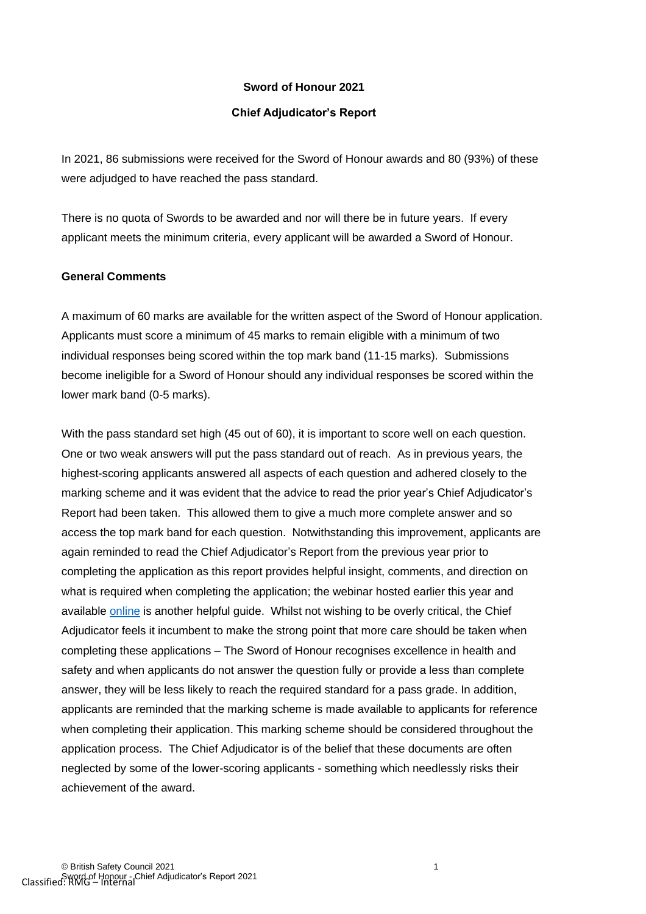**Sword of Honour 2021**

**Chief Adjudicator's Report**

In 2021, 86 submissions were received for the Sword of Honour awards and 80 (93%) of these were adjudged to have reached the pass standard.

There is no quota of Swords to be awarded and nor will there be in future years. If every applicant meets the minimum criteria, every applicant will be awarded a Sword of Honour.

**General Comments**

A maximum of 60 marks are available for the written aspect of the Sword of Honour application. Applicants must score a minimum of 45 marks to remain eligible with a minimum of two individual responses being scored within the top mark band (11-15 marks). Submissions become ineligible for a Sword of Honour should any individual responses be scored within the lower mark band (0-5 marks).

With the pass standard set high (45 out of 60), it is important to score well on each question. One or two weak answers will put the pass standard out of reach. As in previous years, the highest-scoring applicants answered all aspects of each question and adhered closely to the marking scheme and it was evident that the advice to read the prior year's Chief Adjudicator's Report had been taken. This allowed them to give a much more complete answer and so access the top mark band for each question. Notwithstanding this improvement, applicants are again reminded to read the Chief Adjudicator's Report from the previous year prior to completing the application as this report provides helpful insight, comments, and direction on what is required when completing the application; the webinar hosted earlier this year and available online is another helpful guide. Whilst not wishing to be overly critical, the Chief Adjudicator feels it incumbent to make the strong point that more care should be taken when completing these applications – The Sword of Honour recognises excellence in health and safety and when applicants do not answer the question fully or provide a less than complete answer, they will be less likely to reach the required standard for a pass grade. In addition, applicants are reminded that the marking scheme is made available to applicants for reference when completing their application. This marking scheme should be considered throughout the application process. The Chief Adjudicator is of the belief that these documents are often neglected by some of the lower-scoring applicants - something which needlessly risks their achievement of the award.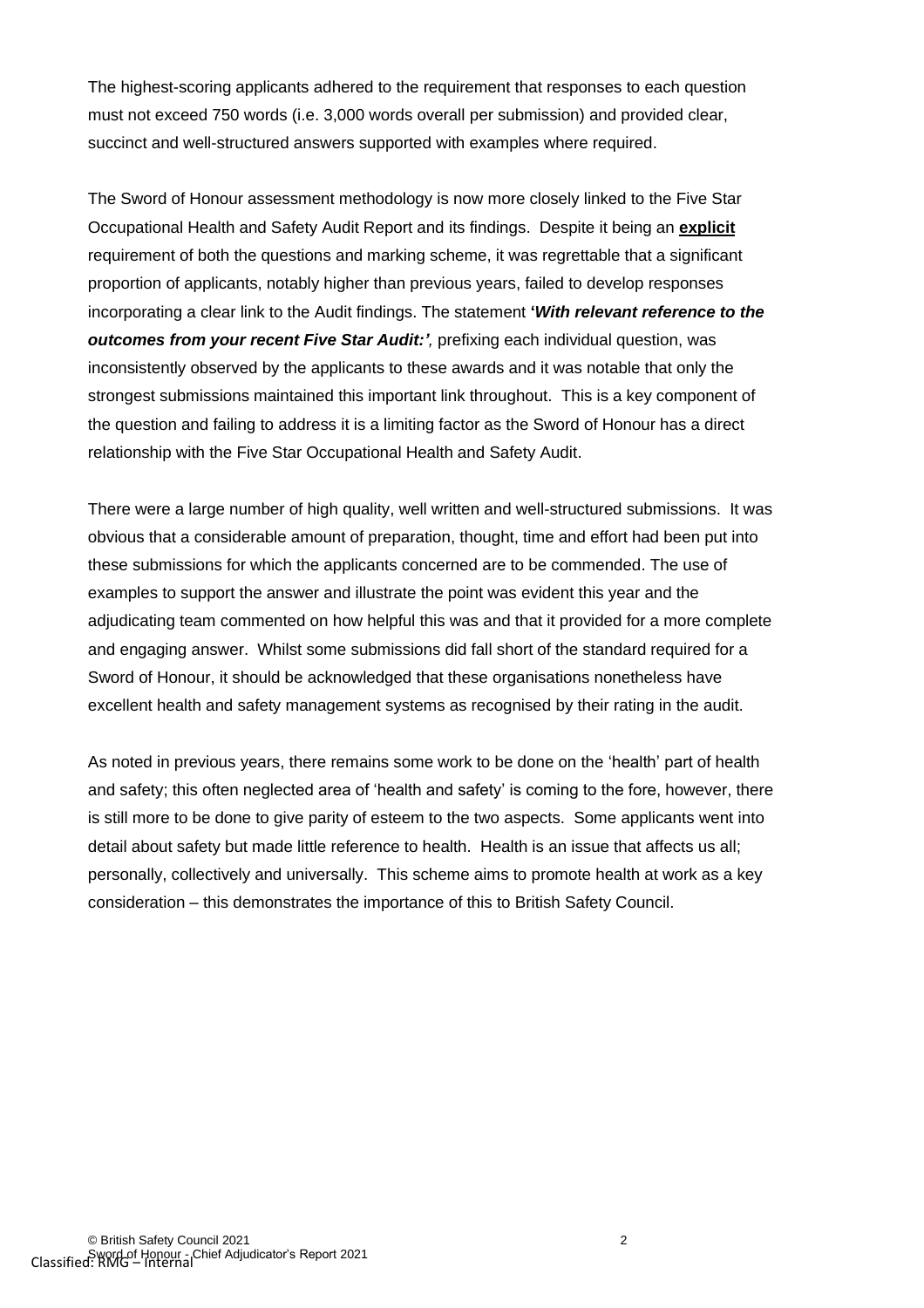The highest-scoring applicants adhered to the requirement that responses to each question must not exceed 750 words (i.e. 3,000 words overall per submission) and provided clear, succinct and well-structured answers supported with examples where required.

The Sword of Honour assessment methodology is now more closely linked to the Five Star Occupational Health and Safety Audit Report and its findings. Despite it being an **explicit** requirement of both the questions and marking scheme, it was regrettable that a significant proportion of applicants, notably higher than previous years, failed to develop responses incorporating a clear link to the Audit findings. The statement **'*With relevant reference to the outcomes from your recent Five Star Audit:'*,** prefixing each individual question, was inconsistently observed by the applicants to these awards and it was notable that only the strongest submissions maintained this important link throughout. This is a key component of the question and failing to address it is a limiting factor as the Sword of Honour has a direct relationship with the Five Star Occupational Health and Safety Audit.

There were a large number of high quality, well written and well-structured submissions. It was obvious that a considerable amount of preparation, thought, time and effort had been put into these submissions for which the applicants concerned are to be commended. The use of examples to support the answer and illustrate the point was evident this year and the adjudicating team commented on how helpful this was and that it provided for a more complete and engaging answer. Whilst some submissions did fall short of the standard required for a Sword of Honour, it should be acknowledged that these organisations nonetheless have excellent health and safety management systems as recognised by their rating in the audit.

As noted in previous years, there remains some work to be done on the 'health' part of health and safety; this often neglected area of 'health and safety' is coming to the fore, however, there is still more to be done to give parity of esteem to the two aspects. Some applicants went into detail about safety but made little reference to health. Health is an issue that affects us all; personally, collectively and universally. This scheme aims to promote health at work as a key consideration – this demonstrates the importance of this to British Safety Council.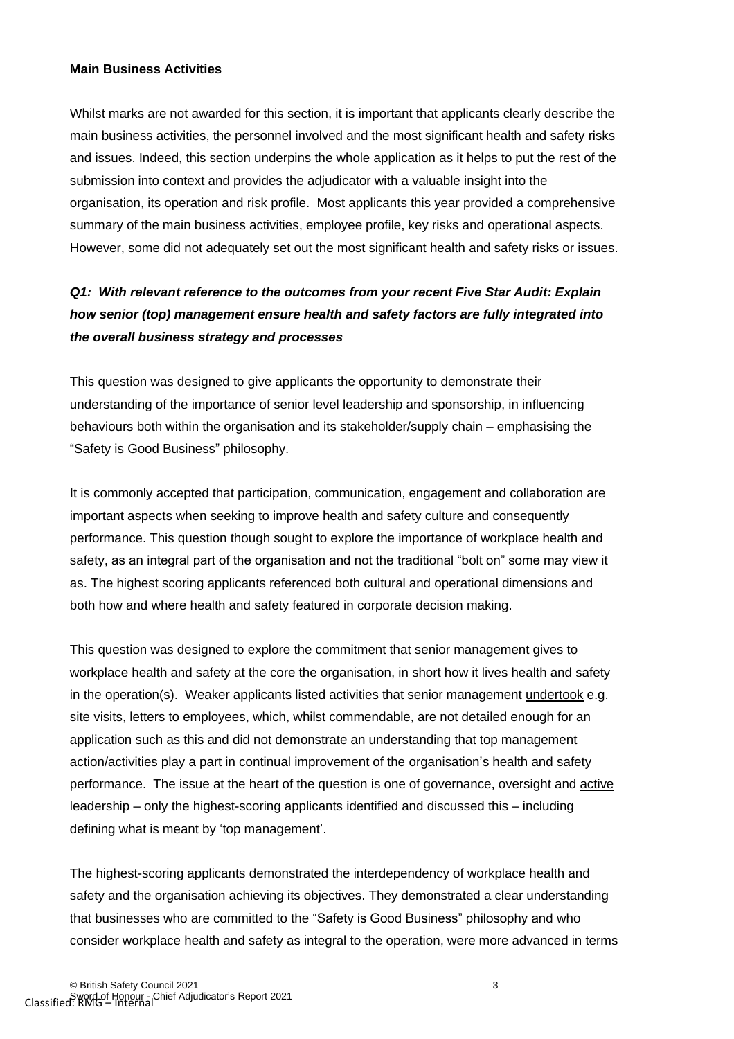**Main Business Activities**

Whilst marks are not awarded for this section, it is important that applicants clearly describe the main business activities, the personnel involved and the most significant health and safety risks and issues. Indeed, this section underpins the whole application as it helps to put the rest of the submission into context and provides the adjudicator with a valuable insight into the organisation, its operation and risk profile. Most applicants this year provided a comprehensive summary of the main business activities, employee profile, key risks and operational aspects. However, some did not adequately set out the most significant health and safety risks or issues.

***Q1: With relevant reference to the outcomes from your recent Five Star Audit: Explain how senior (top) management ensure health and safety factors are fully integrated into the overall business strategy and processes***

This question was designed to give applicants the opportunity to demonstrate their understanding of the importance of senior level leadership and sponsorship, in influencing behaviours both within the organisation and its stakeholder/supply chain – emphasising the "Safety is Good Business" philosophy.

It is commonly accepted that participation, communication, engagement and collaboration are important aspects when seeking to improve health and safety culture and consequently performance. This question though sought to explore the importance of workplace health and safety, as an integral part of the organisation and not the traditional "bolt on" some may view it as. The highest scoring applicants referenced both cultural and operational dimensions and both how and where health and safety featured in corporate decision making.

This question was designed to explore the commitment that senior management gives to workplace health and safety at the core the organisation, in short how it lives health and safety in the operation(s). Weaker applicants listed activities that senior management undertook e.g. site visits, letters to employees, which, whilst commendable, are not detailed enough for an application such as this and did not demonstrate an understanding that top management action/activities play a part in continual improvement of the organisation's health and safety performance. The issue at the heart of the question is one of governance, oversight and active leadership – only the highest-scoring applicants identified and discussed this – including defining what is meant by 'top management'.

The highest-scoring applicants demonstrated the interdependency of workplace health and safety and the organisation achieving its objectives. They demonstrated a clear understanding that businesses who are committed to the "Safety is Good Business" philosophy and who consider workplace health and safety as integral to the operation, were more advanced in terms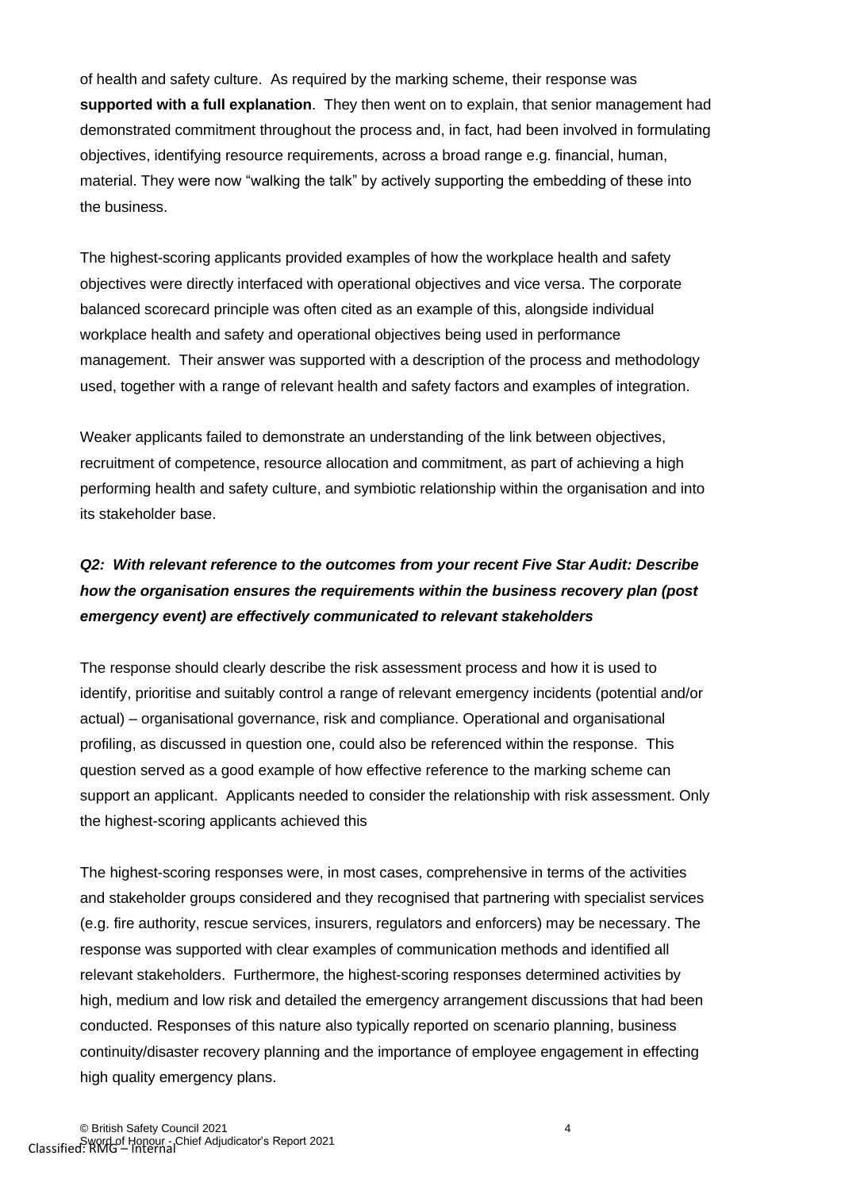of health and safety culture. As required by the marking scheme, their response was **supported with a full explanation**. They then went on to explain, that senior management had demonstrated commitment throughout the process and, in fact, had been involved in formulating objectives, identifying resource requirements, across a broad range e.g. financial, human, material. They were now "walking the talk" by actively supporting the embedding of these into the business.

The highest-scoring applicants provided examples of how the workplace health and safety objectives were directly interfaced with operational objectives and vice versa. The corporate balanced scorecard principle was often cited as an example of this, alongside individual workplace health and safety and operational objectives being used in performance management. Their answer was supported with a description of the process and methodology used, together with a range of relevant health and safety factors and examples of integration.

Weaker applicants failed to demonstrate an understanding of the link between objectives, recruitment of competence, resource allocation and commitment, as part of achieving a high performing health and safety culture, and symbiotic relationship within the organisation and into its stakeholder base.

***Q2: With relevant reference to the outcomes from your recent Five Star Audit: Describe how the organisation ensures the requirements within the business recovery plan (post emergency event) are effectively communicated to relevant stakeholders***

The response should clearly describe the risk assessment process and how it is used to identify, prioritise and suitably control a range of relevant emergency incidents (potential and/or actual) – organisational governance, risk and compliance. Operational and organisational profiling, as discussed in question one, could also be referenced within the response. This question served as a good example of how effective reference to the marking scheme can support an applicant. Applicants needed to consider the relationship with risk assessment. Only the highest-scoring applicants achieved this

The highest-scoring responses were, in most cases, comprehensive in terms of the activities and stakeholder groups considered and they recognised that partnering with specialist services (e.g. fire authority, rescue services, insurers, regulators and enforcers) may be necessary. The response was supported with clear examples of communication methods and identified all relevant stakeholders. Furthermore, the highest-scoring responses determined activities by high, medium and low risk and detailed the emergency arrangement discussions that had been conducted. Responses of this nature also typically reported on scenario planning, business continuity/disaster recovery planning and the importance of employee engagement in effecting high quality emergency plans.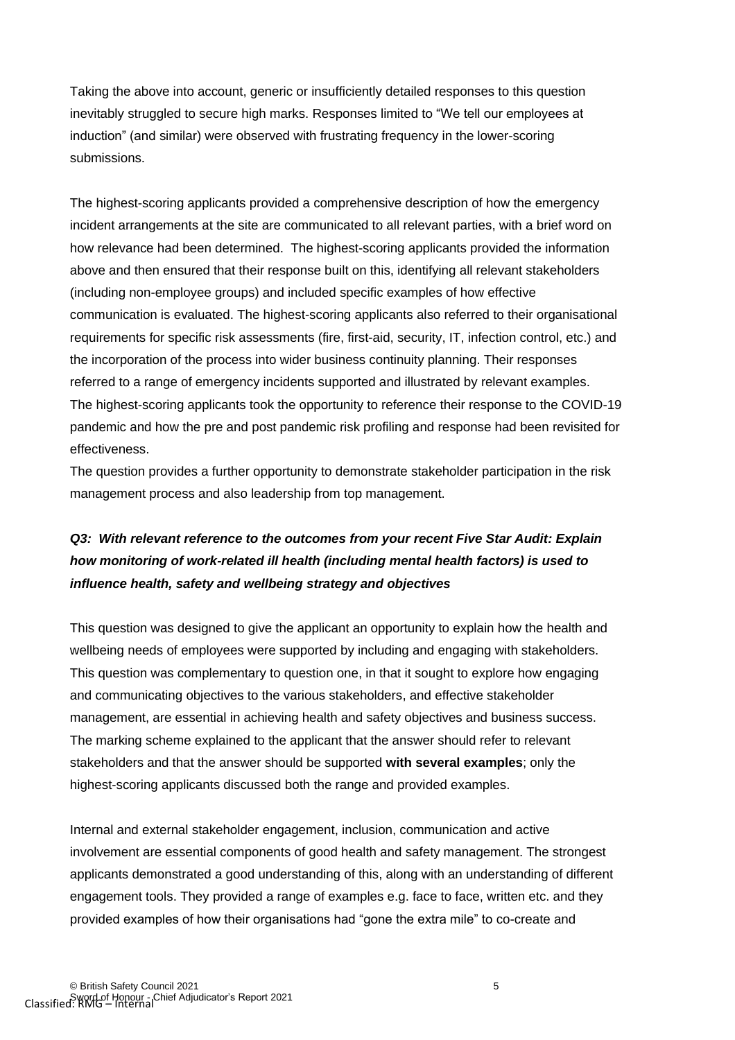Taking the above into account, generic or insufficiently detailed responses to this question inevitably struggled to secure high marks. Responses limited to "We tell our employees at induction" (and similar) were observed with frustrating frequency in the lower-scoring submissions.

The highest-scoring applicants provided a comprehensive description of how the emergency incident arrangements at the site are communicated to all relevant parties, with a brief word on how relevance had been determined.  The highest-scoring applicants provided the information above and then ensured that their response built on this, identifying all relevant stakeholders (including non-employee groups) and included specific examples of how effective communication is evaluated. The highest-scoring applicants also referred to their organisational requirements for specific risk assessments (fire, first-aid, security, IT, infection control, etc.) and the incorporation of the process into wider business continuity planning. Their responses referred to a range of emergency incidents supported and illustrated by relevant examples. The highest-scoring applicants took the opportunity to reference their response to the COVID-19 pandemic and how the pre and post pandemic risk profiling and response had been revisited for effectiveness.
The question provides a further opportunity to demonstrate stakeholder participation in the risk management process and also leadership from top management.

### *Q3:  With relevant reference to the outcomes from your recent Five Star Audit: Explain how monitoring of work-related ill health (including mental health factors) is used to influence health, safety and wellbeing strategy and objectives*

This question was designed to give the applicant an opportunity to explain how the health and wellbeing needs of employees were supported by including and engaging with stakeholders. This question was complementary to question one, in that it sought to explore how engaging and communicating objectives to the various stakeholders, and effective stakeholder management, are essential in achieving health and safety objectives and business success. The marking scheme explained to the applicant that the answer should refer to relevant stakeholders and that the answer should be supported **with several examples**; only the highest-scoring applicants discussed both the range and provided examples.

Internal and external stakeholder engagement, inclusion, communication and active involvement are essential components of good health and safety management. The strongest applicants demonstrated a good understanding of this, along with an understanding of different engagement tools. They provided a range of examples e.g. face to face, written etc. and they provided examples of how their organisations had "gone the extra mile" to co-create and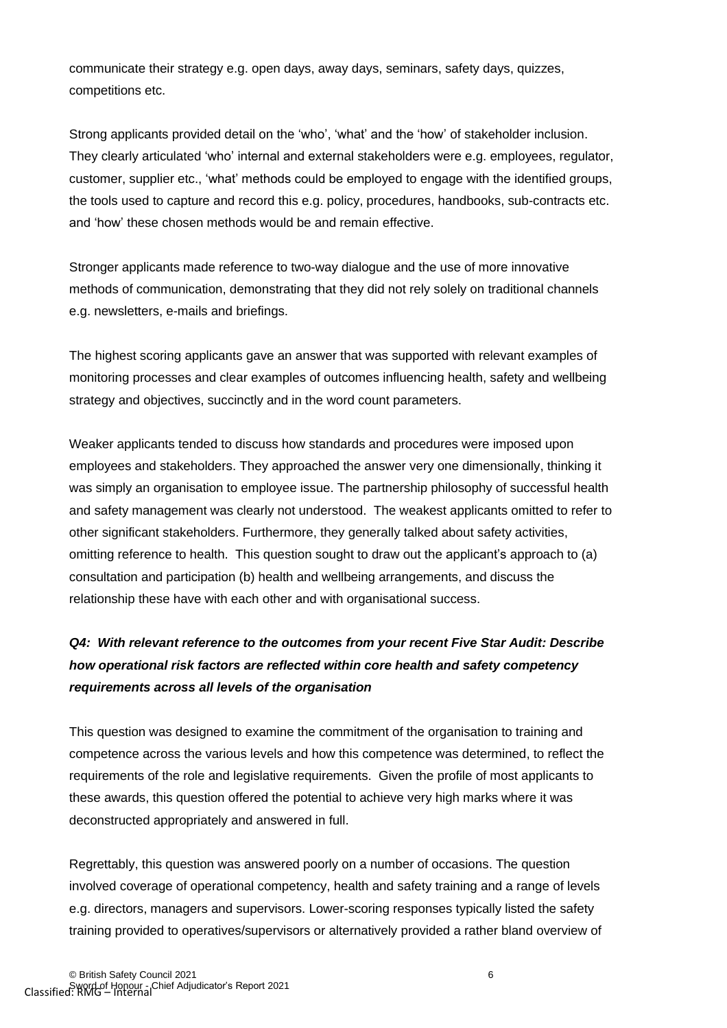communicate their strategy e.g. open days, away days, seminars, safety days, quizzes, competitions etc.

Strong applicants provided detail on the 'who', 'what' and the 'how' of stakeholder inclusion. They clearly articulated 'who' internal and external stakeholders were e.g. employees, regulator, customer, supplier etc., 'what' methods could be employed to engage with the identified groups, the tools used to capture and record this e.g. policy, procedures, handbooks, sub-contracts etc. and 'how' these chosen methods would be and remain effective.

Stronger applicants made reference to two-way dialogue and the use of more innovative methods of communication, demonstrating that they did not rely solely on traditional channels e.g. newsletters, e-mails and briefings.

The highest scoring applicants gave an answer that was supported with relevant examples of monitoring processes and clear examples of outcomes influencing health, safety and wellbeing strategy and objectives, succinctly and in the word count parameters.

Weaker applicants tended to discuss how standards and procedures were imposed upon employees and stakeholders. They approached the answer very one dimensionally, thinking it was simply an organisation to employee issue. The partnership philosophy of successful health and safety management was clearly not understood. The weakest applicants omitted to refer to other significant stakeholders. Furthermore, they generally talked about safety activities, omitting reference to health. This question sought to draw out the applicant's approach to (a) consultation and participation (b) health and wellbeing arrangements, and discuss the relationship these have with each other and with organisational success.

***Q4: With relevant reference to the outcomes from your recent Five Star Audit: Describe how operational risk factors are reflected within core health and safety competency requirements across all levels of the organisation***

This question was designed to examine the commitment of the organisation to training and competence across the various levels and how this competence was determined, to reflect the requirements of the role and legislative requirements. Given the profile of most applicants to these awards, this question offered the potential to achieve very high marks where it was deconstructed appropriately and answered in full.

Regrettably, this question was answered poorly on a number of occasions. The question involved coverage of operational competency, health and safety training and a range of levels e.g. directors, managers and supervisors. Lower-scoring responses typically listed the safety training provided to operatives/supervisors or alternatively provided a rather bland overview of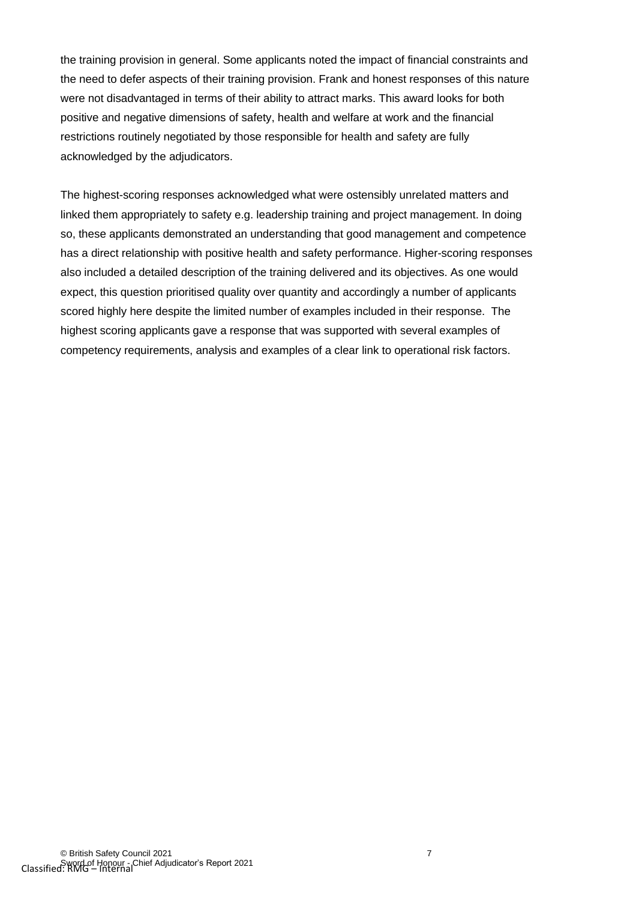the training provision in general. Some applicants noted the impact of financial constraints and the need to defer aspects of their training provision. Frank and honest responses of this nature were not disadvantaged in terms of their ability to attract marks. This award looks for both positive and negative dimensions of safety, health and welfare at work and the financial restrictions routinely negotiated by those responsible for health and safety are fully acknowledged by the adjudicators.

The highest-scoring responses acknowledged what were ostensibly unrelated matters and linked them appropriately to safety e.g. leadership training and project management. In doing so, these applicants demonstrated an understanding that good management and competence has a direct relationship with positive health and safety performance. Higher-scoring responses also included a detailed description of the training delivered and its objectives. As one would expect, this question prioritised quality over quantity and accordingly a number of applicants scored highly here despite the limited number of examples included in their response. The highest scoring applicants gave a response that was supported with several examples of competency requirements, analysis and examples of a clear link to operational risk factors.